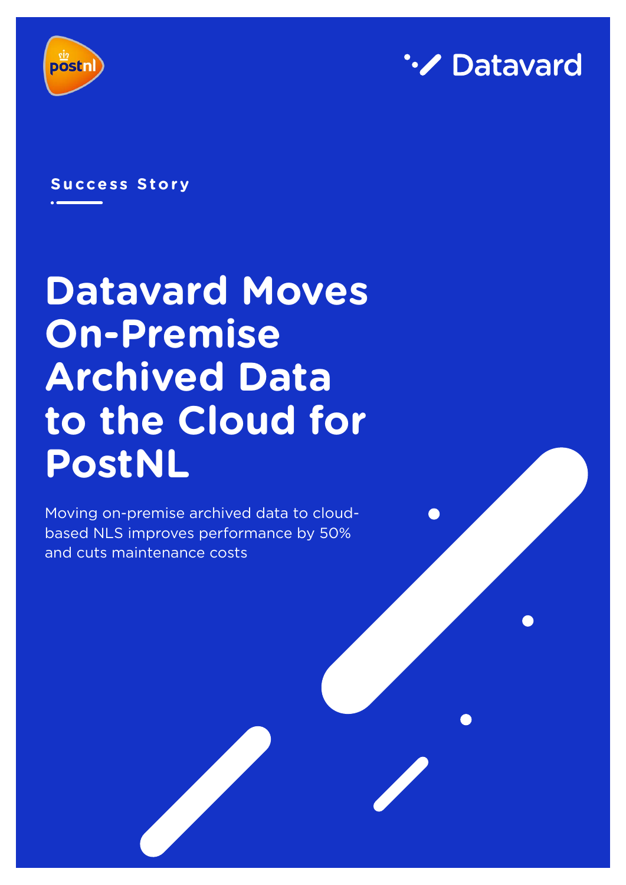postnl

Datavard

Success Story

# Datavard Moves On-Premise Archived Data to the Cloud for PostNL

Moving on-premise archived data to cloud-based NLS improves performance by 50% and cuts maintenance costs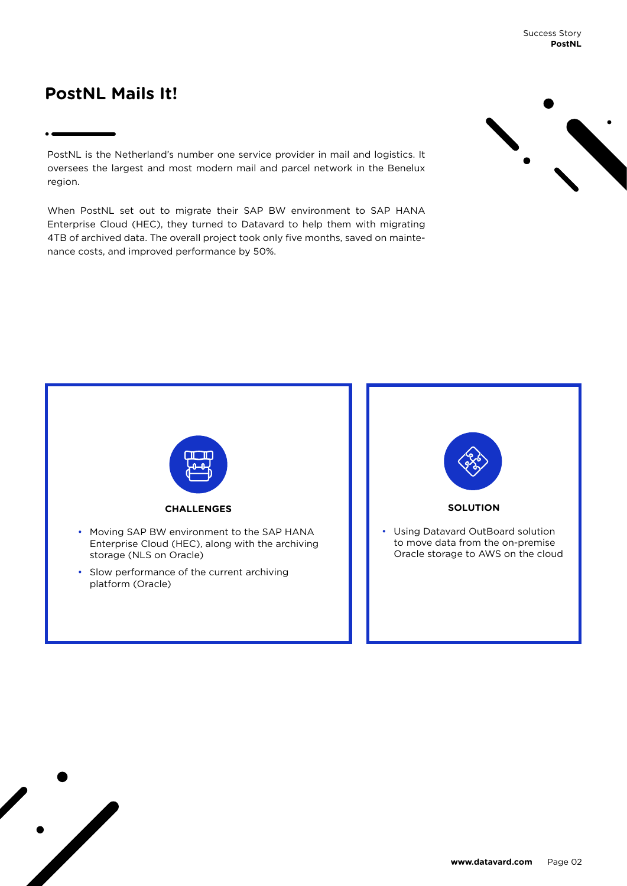# PostNL Mails It!

PostNL is the Netherland's number one service provider in mail and logistics. It oversees the largest and most modern mail and parcel network in the Benelux region.

When PostNL set out to migrate their SAP BW environment to SAP HANA Enterprise Cloud (HEC), they turned to Datavard to help them with migrating 4TB of archived data. The overall project took only five months, saved on maintenance costs, and improved performance by 50%.

### CHALLENGES

- Moving SAP BW environment to the SAP HANA Enterprise Cloud (HEC), along with the archiving storage (NLS on Oracle)
- Slow performance of the current archiving platform (Oracle)

### SOLUTION

- Using Datavard OutBoard solution to move data from the on-premise Oracle storage to AWS on the cloud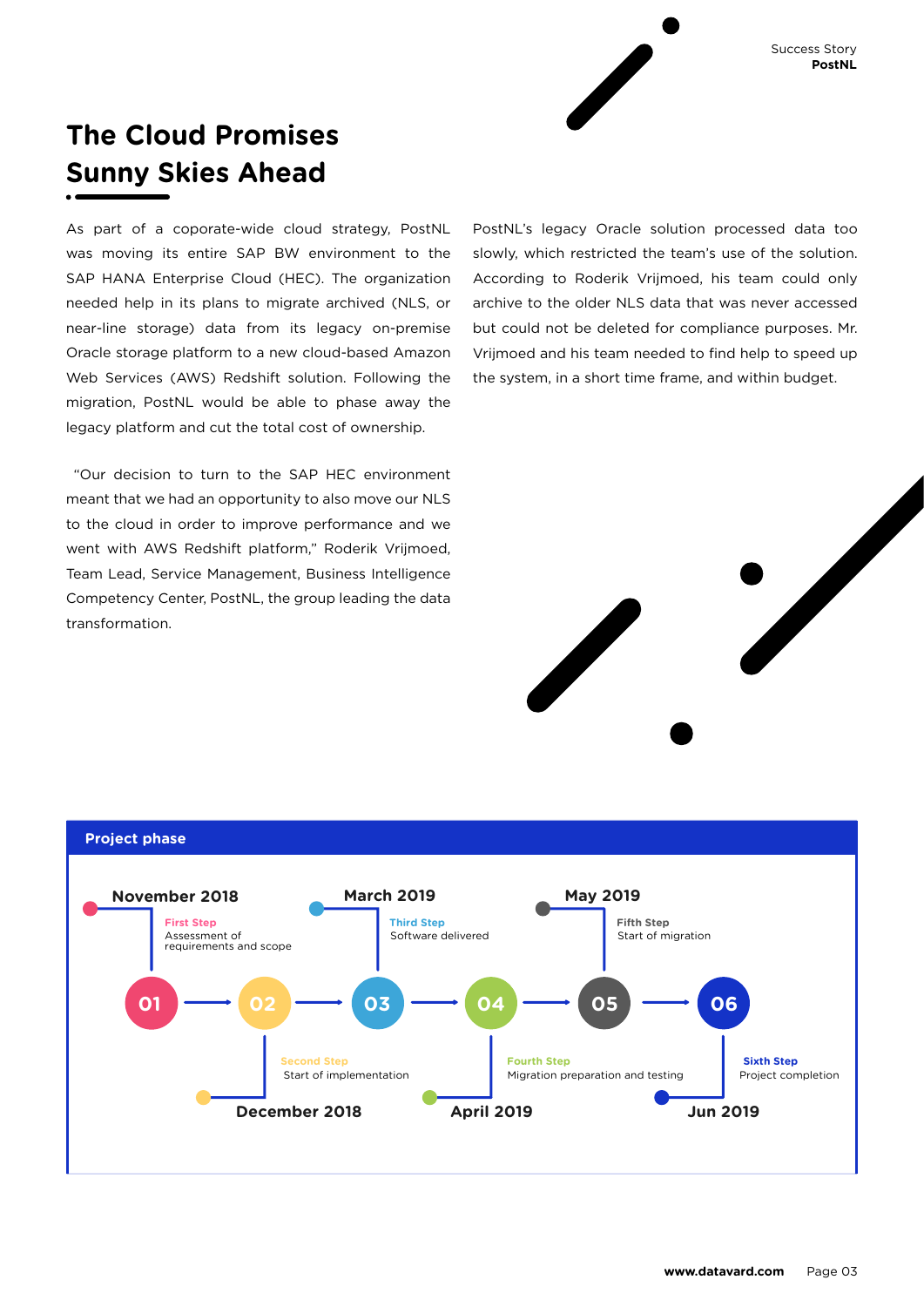## The Cloud Promises Sunny Skies Ahead

As part of a coporate-wide cloud strategy, PostNL was moving its entire SAP BW environment to the SAP HANA Enterprise Cloud (HEC). The organization needed help in its plans to migrate archived (NLS, or near-line storage) data from its legacy on-premise Oracle storage platform to a new cloud-based Amazon Web Services (AWS) Redshift solution. Following the migration, PostNL would be able to phase away the legacy platform and cut the total cost of ownership.

"Our decision to turn to the SAP HEC environment meant that we had an opportunity to also move our NLS to the cloud in order to improve performance and we went with AWS Redshift platform," Roderik Vrijmoed, Team Lead, Service Management, Business Intelligence Competency Center, PostNL, the group leading the data transformation.

PostNL's legacy Oracle solution processed data too slowly, which restricted the team's use of the solution. According to Roderik Vrijmoed, his team could only archive to the older NLS data that was never accessed but could not be deleted for compliance purposes. Mr. Vrijmoed and his team needed to find help to speed up the system, in a short time frame, and within budget.

### Project phase

| Step | Date | Phase | Description |
|---|---|---|---|
| 01 | November 2018 | First Step | Assessment of requirements and scope |
| 02 | December 2018 | Second Step | Start of implementation |
| 03 | March 2019 | Third Step | Software delivered |
| 04 | April 2019 | Fourth Step | Migration preparation and testing |
| 05 | May 2019 | Fifth Step | Start of migration |
| 06 | Jun 2019 | Sixth Step | Project completion |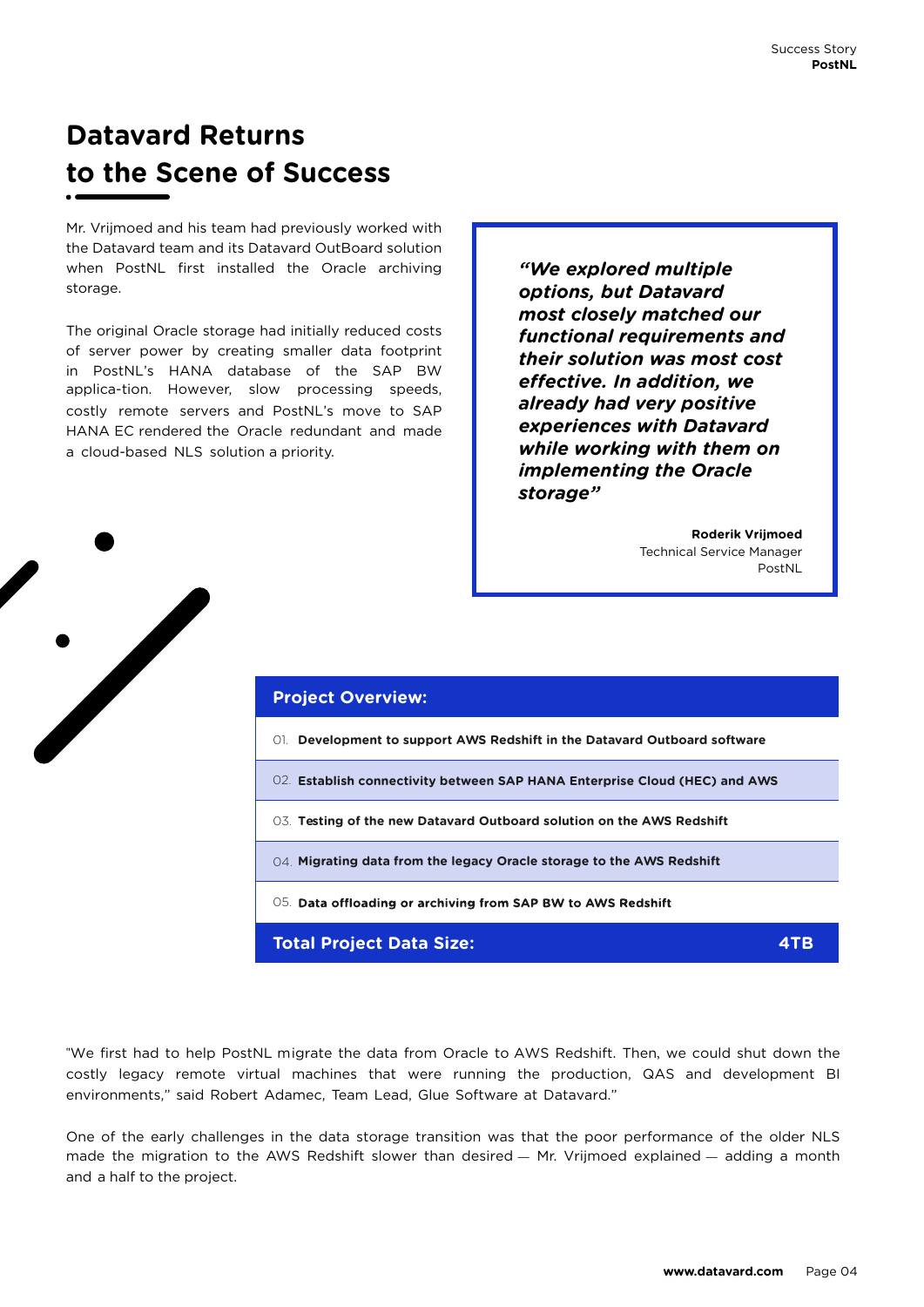# Datavard Returns to the Scene of Success

Mr. Vrijmoed and his team had previously worked with the Datavard team and its Datavard OutBoard solution when PostNL first installed the Oracle archiving storage.

The original Oracle storage had initially reduced costs of server power by creating smaller data footprint in PostNL's HANA database of the SAP BW applica-tion. However, slow processing speeds, costly remote servers and PostNL's move to SAP HANA EC rendered the Oracle redundant and made a cloud-based NLS solution a priority.

> ***"We explored multiple options, but Datavard most closely matched our functional requirements and their solution was most cost effective. In addition, we already had very positive experiences with Datavard while working with them on implementing the Oracle storage"***
>
> **Roderik Vrijmoed**
> Technical Service Manager
> PostNL

| **Project Overview:** |
| --- |
| 01. **Development to support AWS Redshift in the Datavard Outboard software** |
| 02. **Establish connectivity between SAP HANA Enterprise Cloud (HEC) and AWS** |
| 03. **Testing of the new Datavard Outboard solution on the AWS Redshift** |
| 04. **Migrating data from the legacy Oracle storage to the AWS Redshift** |
| 05. **Data offloading or archiving from SAP BW to AWS Redshift** |
| **Total Project Data Size: 4TB** |

"We first had to help PostNL migrate the data from Oracle to AWS Redshift. Then, we could shut down the costly legacy remote virtual machines that were running the production, QAS and development BI environments," said Robert Adamec, Team Lead, Glue Software at Datavard."

One of the early challenges in the data storage transition was that the poor performance of the older NLS made the migration to the AWS Redshift slower than desired — Mr. Vrijmoed explained — adding a month and a half to the project.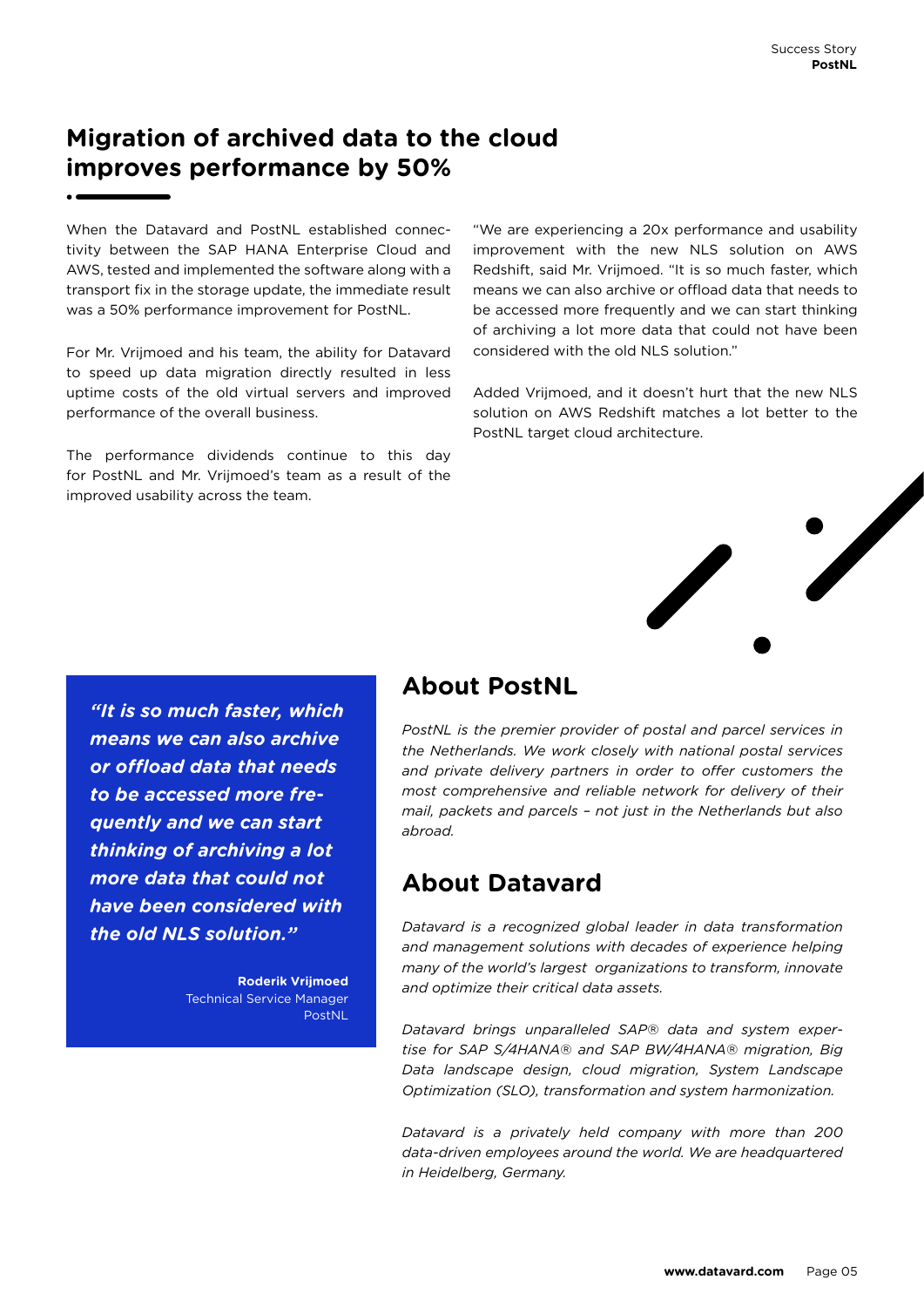## Migration of archived data to the cloud improves performance by 50%

When the Datavard and PostNL established connectivity between the SAP HANA Enterprise Cloud and AWS, tested and implemented the software along with a transport fix in the storage update, the immediate result was a 50% performance improvement for PostNL.

For Mr. Vrijmoed and his team, the ability for Datavard to speed up data migration directly resulted in less uptime costs of the old virtual servers and improved performance of the overall business.

The performance dividends continue to this day for PostNL and Mr. Vrijmoed's team as a result of the improved usability across the team.

"We are experiencing a 20x performance and usability improvement with the new NLS solution on AWS Redshift, said Mr. Vrijmoed. "It is so much faster, which means we can also archive or offload data that needs to be accessed more frequently and we can start thinking of archiving a lot more data that could not have been considered with the old NLS solution."

Added Vrijmoed, and it doesn't hurt that the new NLS solution on AWS Redshift matches a lot better to the PostNL target cloud architecture.

> ***"It is so much faster, which means we can also archive or offload data that needs to be accessed more frequently and we can start thinking of archiving a lot more data that could not have been considered with the old NLS solution."***
>
> **Roderik Vrijmoed**
> Technical Service Manager
> PostNL

## About PostNL

*PostNL is the premier provider of postal and parcel services in the Netherlands. We work closely with national postal services and private delivery partners in order to offer customers the most comprehensive and reliable network for delivery of their mail, packets and parcels – not just in the Netherlands but also abroad.*

## About Datavard

*Datavard is a recognized global leader in data transformation and management solutions with decades of experience helping many of the world's largest organizations to transform, innovate and optimize their critical data assets.*

*Datavard brings unparalleled SAP® data and system expertise for SAP S/4HANA® and SAP BW/4HANA® migration, Big Data landscape design, cloud migration, System Landscape Optimization (SLO), transformation and system harmonization.*

*Datavard is a privately held company with more than 200 data-driven employees around the world. We are headquartered in Heidelberg, Germany.*

**www.datavard.com**